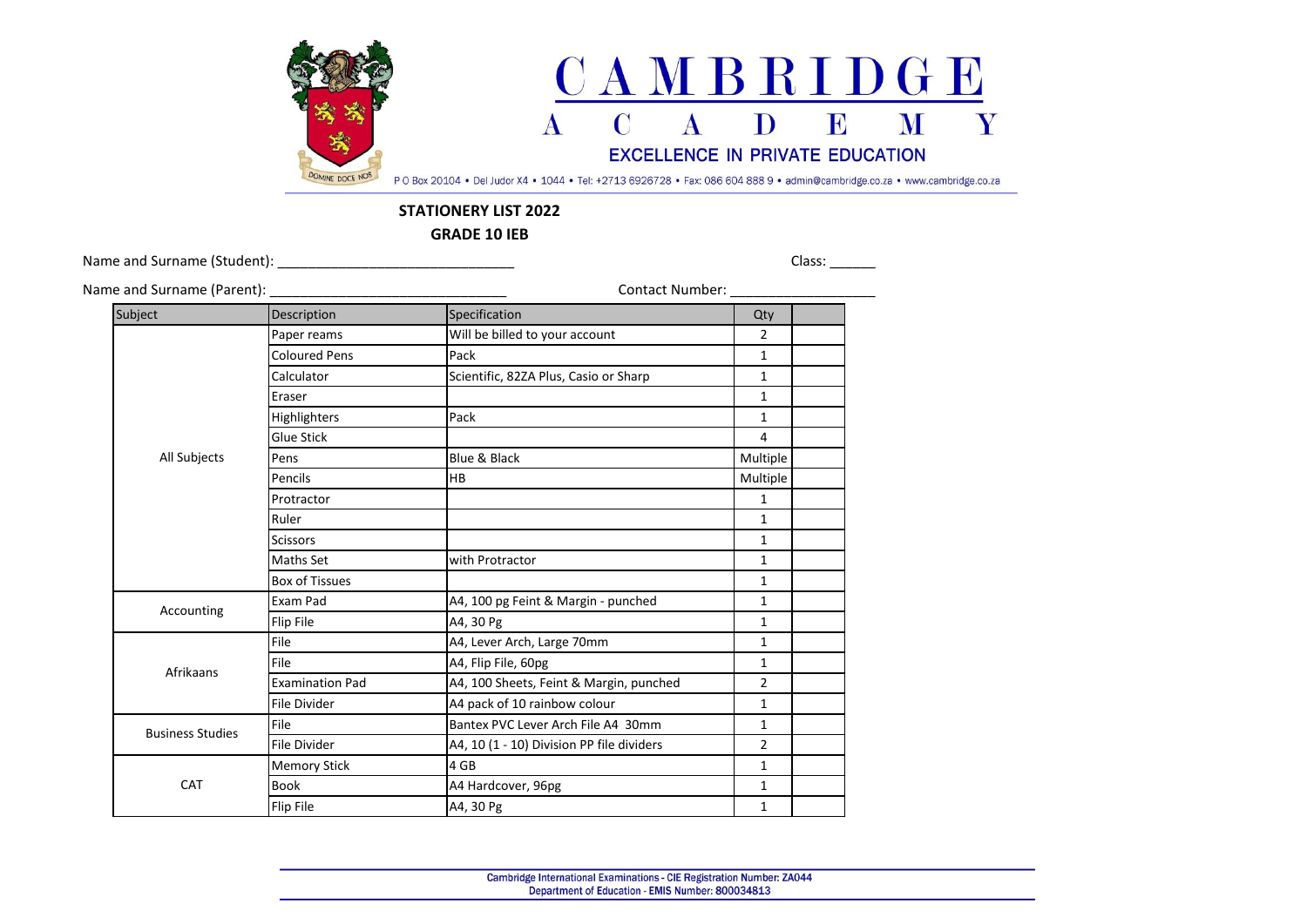# CAMBRIDGE ACADEMY

EXCELLENCE IN PRIVATE EDUCATION

P O Box 20104 • Del Judor X4 • 1044 • Tel: +2713 6926728 • Fax: 086 604 888 9 • admin@cambridge.co.za • www.cambridge.co.za

## STATIONERY LIST 2022

## GRADE 10 IEB

Name and Surname (Student): ______________________________ Class: ______

Name and Surname (Parent): ______________________________ Contact Number: __________________

| Subject | Description | Specification | Qty | |
|---|---|---|---|---|
| All Subjects | Paper reams | Will be billed to your account | 2 | |
| | Coloured Pens | Pack | 1 | |
| | Calculator | Scientific, 82ZA Plus, Casio or Sharp | 1 | |
| | Eraser | | 1 | |
| | Highlighters | Pack | 1 | |
| | Glue Stick | | 4 | |
| | Pens | Blue & Black | Multiple | |
| | Pencils | HB | Multiple | |
| | Protractor | | 1 | |
| | Ruler | | 1 | |
| | Scissors | | 1 | |
| | Maths Set | with Protractor | 1 | |
| | Box of Tissues | | 1 | |
| Accounting | Exam Pad | A4, 100 pg Feint & Margin - punched | 1 | |
| | Flip File | A4, 30 Pg | 1 | |
| Afrikaans | File | A4, Lever Arch, Large 70mm | 1 | |
| | File | A4, Flip File, 60pg | 1 | |
| | Examination Pad | A4, 100 Sheets, Feint & Margin, punched | 2 | |
| | File Divider | A4 pack of 10 rainbow colour | 1 | |
| Business Studies | File | Bantex PVC Lever Arch File A4 30mm | 1 | |
| | File Divider | A4, 10 (1 - 10) Division PP file dividers | 2 | |
| CAT | Memory Stick | 4 GB | 1 | |
| | Book | A4 Hardcover, 96pg | 1 | |
| | Flip File | A4, 30 Pg | 1 | |

Cambridge International Examinations - CIE Registration Number: ZA044
Department of Education - EMIS Number: 800034813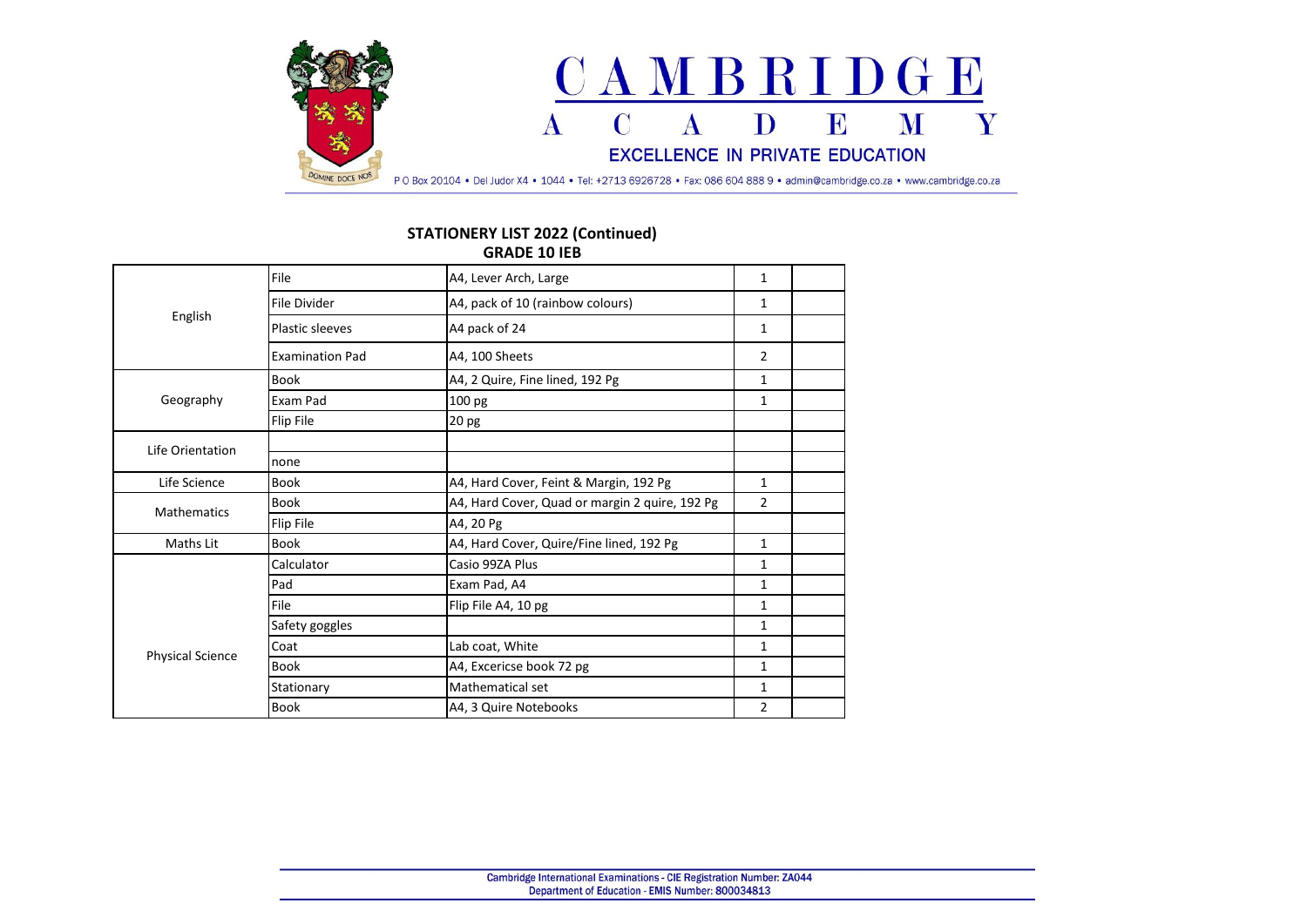# CAMBRIDGE ACADEMY

EXCELLENCE IN PRIVATE EDUCATION

P O Box 20104 • Del Judor X4 • 1044 • Tel: +2713 6926728 • Fax: 086 604 888 9 • admin@cambridge.co.za • www.cambridge.co.za

## STATIONERY LIST 2022 (Continued)
## GRADE 10 IEB

| | | | | |
|---|---|---|---|---|
| English | File | A4, Lever Arch, Large | 1 | |
| | File Divider | A4, pack of 10 (rainbow colours) | 1 | |
| | Plastic sleeves | A4 pack of 24 | 1 | |
| | Examination Pad | A4, 100 Sheets | 2 | |
| Geography | Book | A4, 2 Quire, Fine lined, 192 Pg | 1 | |
| | Exam Pad | 100 pg | 1 | |
| | Flip File | 20 pg | | |
| Life Orientation | | | | |
| | none | | | |
| Life Science | Book | A4, Hard Cover, Feint & Margin, 192 Pg | 1 | |
| Mathematics | Book | A4, Hard Cover, Quad or margin 2 quire, 192 Pg | 2 | |
| | Flip File | A4, 20 Pg | | |
| Maths Lit | Book | A4, Hard Cover, Quire/Fine lined, 192 Pg | 1 | |
| Physical Science | Calculator | Casio 99ZA Plus | 1 | |
| | Pad | Exam Pad, A4 | 1 | |
| | File | Flip File A4, 10 pg | 1 | |
| | Safety goggles | | 1 | |
| | Coat | Lab coat, White | 1 | |
| | Book | A4, Excericse book 72 pg | 1 | |
| | Stationary | Mathematical set | 1 | |
| | Book | A4, 3 Quire Notebooks | 2 | |

Cambridge International Examinations - CIE Registration Number: ZA044
Department of Education - EMIS Number: 800034813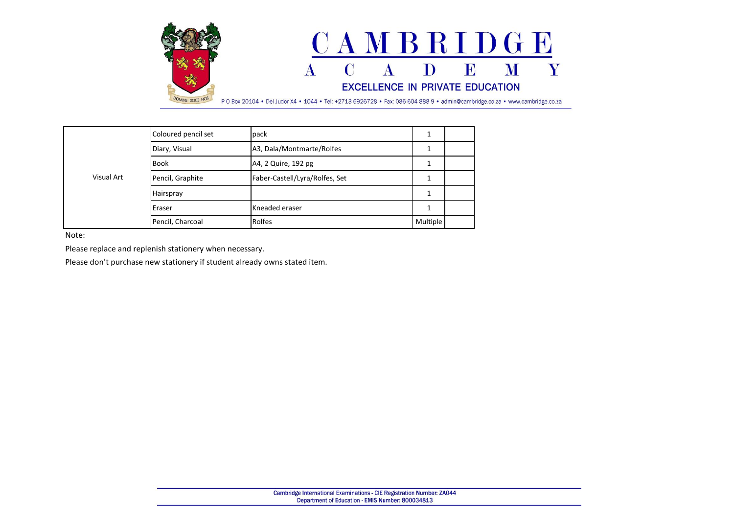| | | | | |
|---|---|---|---|---|
| Visual Art | Coloured pencil set | pack | 1 | |
| | Diary, Visual | A3, Dala/Montmarte/Rolfes | 1 | |
| | Book | A4, 2 Quire, 192 pg | 1 | |
| | Pencil, Graphite | Faber-Castell/Lyra/Rolfes, Set | 1 | |
| | Hairspray | | 1 | |
| | Eraser | Kneaded eraser | 1 | |
| | Pencil, Charcoal | Rolfes | Multiple | |

Note:

Please replace and replenish stationery when necessary.

Please don't purchase new stationery if student already owns stated item.